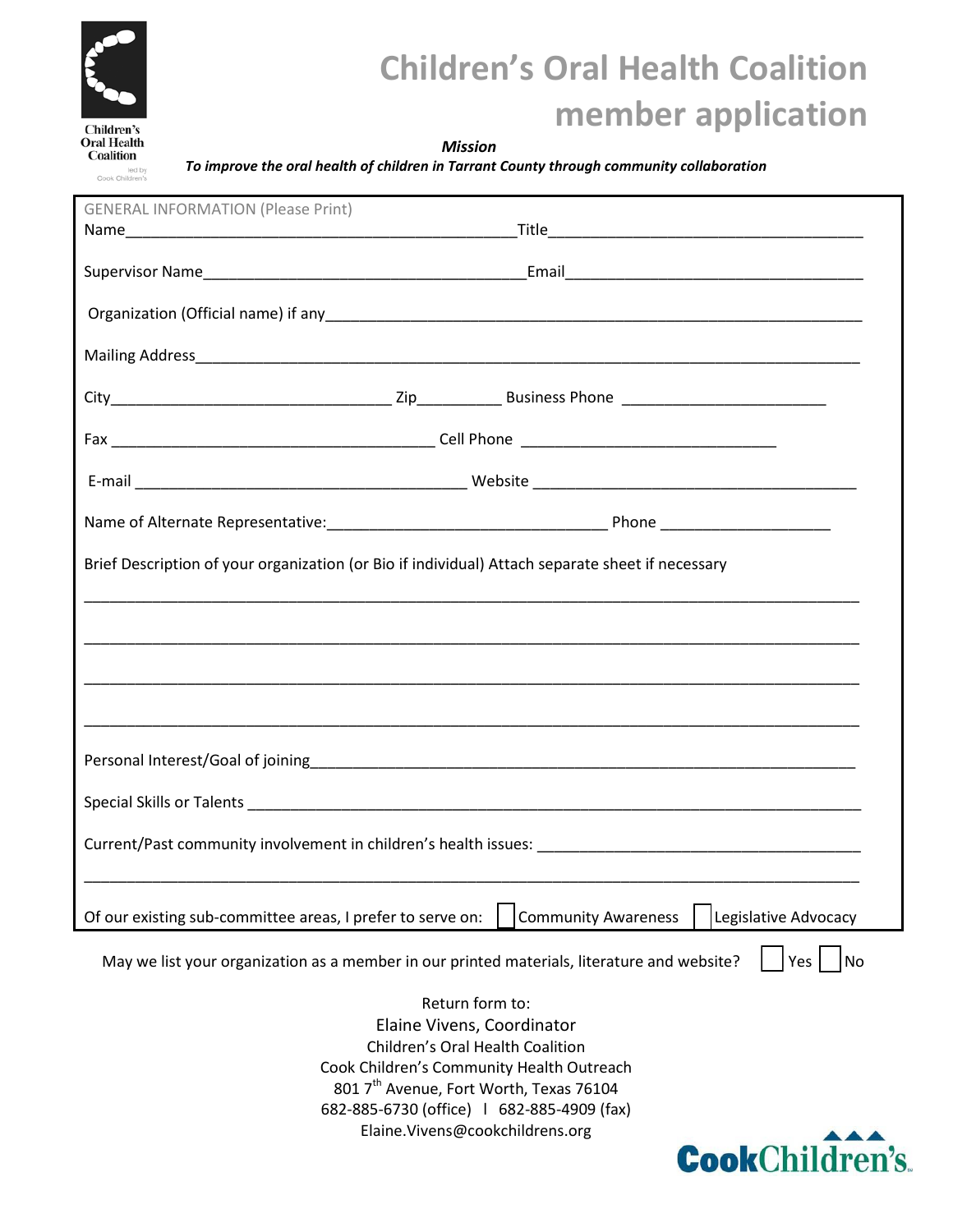Children's
Oral Health
Coalition
led by
Cook Children's

# Children's Oral Health Coalition member application

***Mission***

***To improve the oral health of children in Tarrant County through community collaboration***

GENERAL INFORMATION (Please Print)

Name_______________________________________________Title____________________________________

Supervisor Name_______________________________________Email__________________________________

Organization (Official name) if any_____________________________________________________________

Mailing Address____________________________________________________________________________

City_________________________________ Zip__________ Business Phone ________________________

Fax ______________________________________ Cell Phone ______________________________

E-mail _______________________________________ Website ______________________________________

Name of Alternate Representative:_________________________________ Phone ____________________

Brief Description of your organization (or Bio if individual) Attach separate sheet if necessary

__________________________________________________________________________________________

__________________________________________________________________________________________

__________________________________________________________________________________________

__________________________________________________________________________________________

Personal Interest/Goal of joining_______________________________________________________________

Special Skills or Talents ______________________________________________________________________

Current/Past community involvement in children's health issues: ______________________________________

__________________________________________________________________________________________

Of our existing sub-committee areas, I prefer to serve on: ☐ Community Awareness ☐ Legislative Advocacy

May we list your organization as a member in our printed materials, literature and website? ☐ Yes ☐ No

Return form to:
Elaine Vivens, Coordinator
Children's Oral Health Coalition
Cook Children's Community Health Outreach
801 7th Avenue, Fort Worth, Texas 76104
682-885-6730 (office) l 682-885-4909 (fax)
Elaine.Vivens@cookchildrens.org

CookChildren's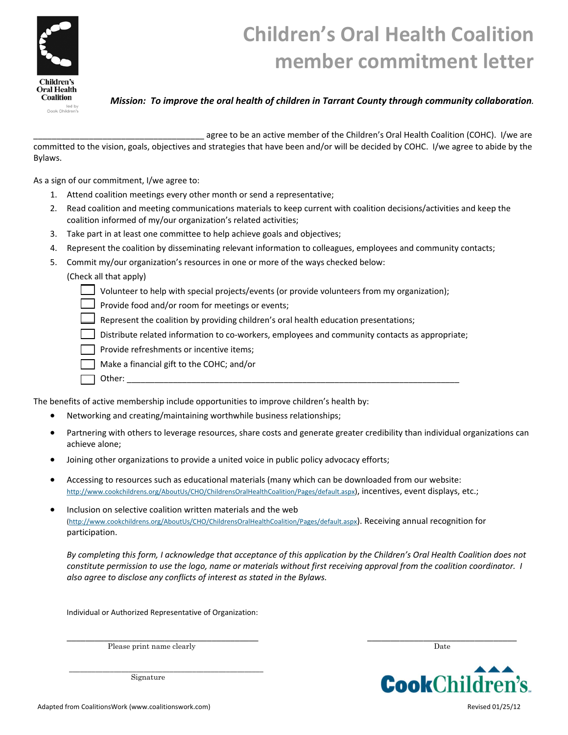Children's Oral Health Coalition

led by Cook Children's

# Children's Oral Health Coalition member commitment letter

***Mission: To improve the oral health of children in Tarrant County through community collaboration.***

____________________________________ agree to be an active member of the Children's Oral Health Coalition (COHC). I/we are committed to the vision, goals, objectives and strategies that have been and/or will be decided by COHC. I/we agree to abide by the Bylaws.

As a sign of our commitment, I/we agree to:

1. Attend coalition meetings every other month or send a representative;
2. Read coalition and meeting communications materials to keep current with coalition decisions/activities and keep the coalition informed of my/our organization's related activities;
3. Take part in at least one committee to help achieve goals and objectives;
4. Represent the coalition by disseminating relevant information to colleagues, employees and community contacts;
5. Commit my/our organization's resources in one or more of the ways checked below:

   (Check all that apply)

   - [ ] Volunteer to help with special projects/events (or provide volunteers from my organization);
   - [ ] Provide food and/or room for meetings or events;
   - [ ] Represent the coalition by providing children's oral health education presentations;
   - [ ] Distribute related information to co-workers, employees and community contacts as appropriate;
   - [ ] Provide refreshments or incentive items;
   - [ ] Make a financial gift to the COHC; and/or
   - [ ] Other: ____________________________________________________________________________

The benefits of active membership include opportunities to improve children's health by:

- Networking and creating/maintaining worthwhile business relationships;
- Partnering with others to leverage resources, share costs and generate greater credibility than individual organizations can achieve alone;
- Joining other organizations to provide a united voice in public policy advocacy efforts;
- Accessing to resources such as educational materials (many which can be downloaded from our website: http://www.cookchildrens.org/AboutUs/CHO/ChildrensOralHealthCoalition/Pages/default.aspx), incentives, event displays, etc.;
- Inclusion on selective coalition written materials and the web (http://www.cookchildrens.org/AboutUs/CHO/ChildrensOralHealthCoalition/Pages/default.aspx). Receiving annual recognition for participation.

*By completing this form, I acknowledge that acceptance of this application by the Children's Oral Health Coalition does not constitute permission to use the logo, name or materials without first receiving approval from the coalition coordinator. I also agree to disclose any conflicts of interest as stated in the Bylaws.*

Individual or Authorized Representative of Organization:

____________________________________ Please print name clearly

____________________________________ Date

____________________________________ Signature

CookChildren's

Adapted from CoalitionsWork (www.coalitionswork.com)

Revised 01/25/12